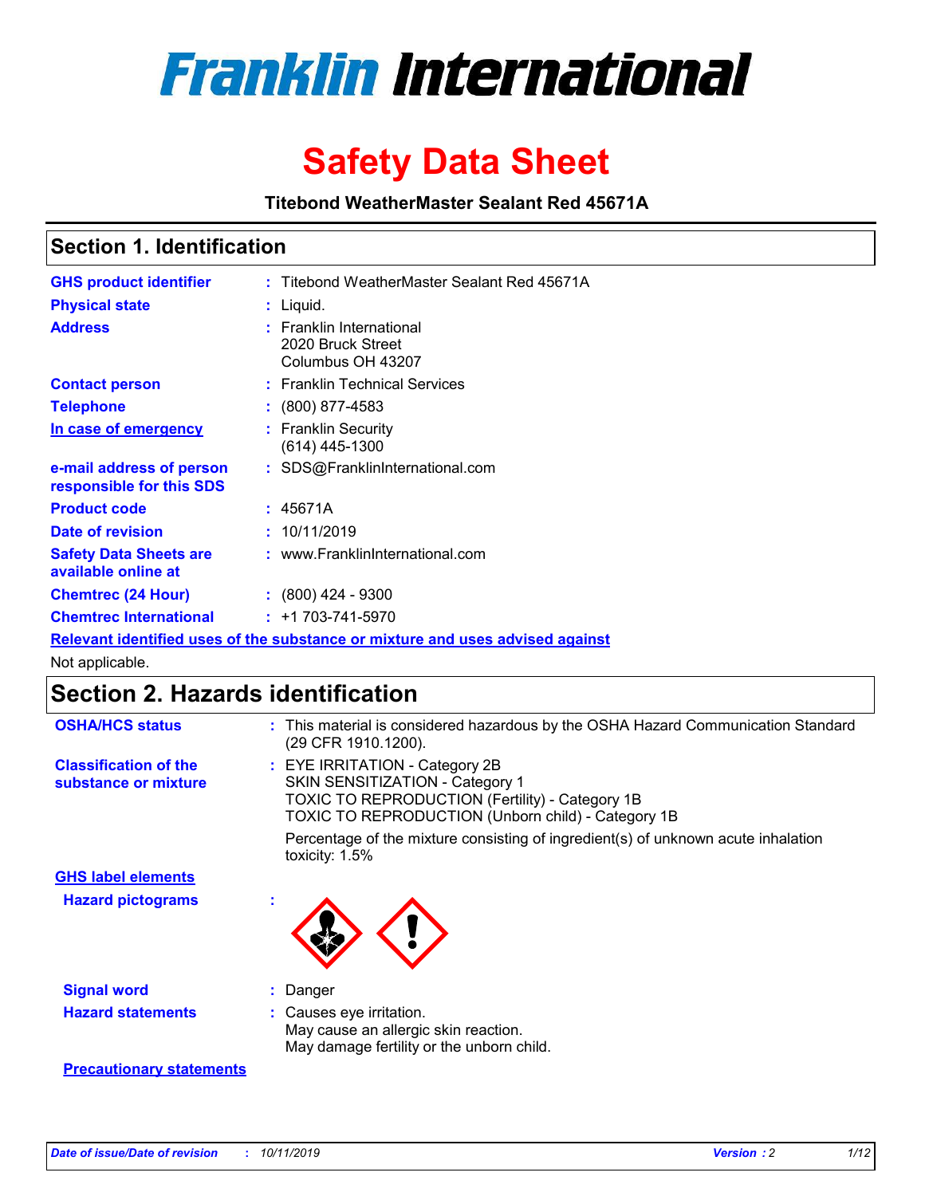# Franklin International

# Safety Data Sheet

**Titebond WeatherMaster Sealant Red 45671A**

## Section 1. Identification

| | | |
|---|---|---|
| **GHS product identifier** | : | Titebond WeatherMaster Sealant Red 45671A |
| **Physical state** | : | Liquid. |
| **Address** | : | Franklin International<br>2020 Bruck Street<br>Columbus OH 43207 |
| **Contact person** | : | Franklin Technical Services |
| **Telephone** | : | (800) 877-4583 |
| **In case of emergency** | : | Franklin Security<br>(614) 445-1300 |
| **e-mail address of person responsible for this SDS** | : | SDS@FranklinInternational.com |
| **Product code** | : | 45671A |
| **Date of revision** | : | 10/11/2019 |
| **Safety Data Sheets are available online at** | : | www.FranklinInternational.com |
| **Chemtrec (24 Hour)** | : | (800) 424 - 9300 |
| **Chemtrec International** | : | +1 703-741-5970 |

**Relevant identified uses of the substance or mixture and uses advised against**

Not applicable.

## Section 2. Hazards identification

| | | |
|---|---|---|
| **OSHA/HCS status** | : | This material is considered hazardous by the OSHA Hazard Communication Standard (29 CFR 1910.1200). |
| **Classification of the substance or mixture** | : | EYE IRRITATION - Category 2B<br>SKIN SENSITIZATION - Category 1<br>TOXIC TO REPRODUCTION (Fertility) - Category 1B<br>TOXIC TO REPRODUCTION (Unborn child) - Category 1B<br><br>Percentage of the mixture consisting of ingredient(s) of unknown acute inhalation toxicity: 1.5% |

**GHS label elements**

| | | |
|---|---|---|
| **Hazard pictograms** | : | |
| **Signal word** | : | Danger |
| **Hazard statements** | : | Causes eye irritation.<br>May cause an allergic skin reaction.<br>May damage fertility or the unborn child. |

**Precautionary statements**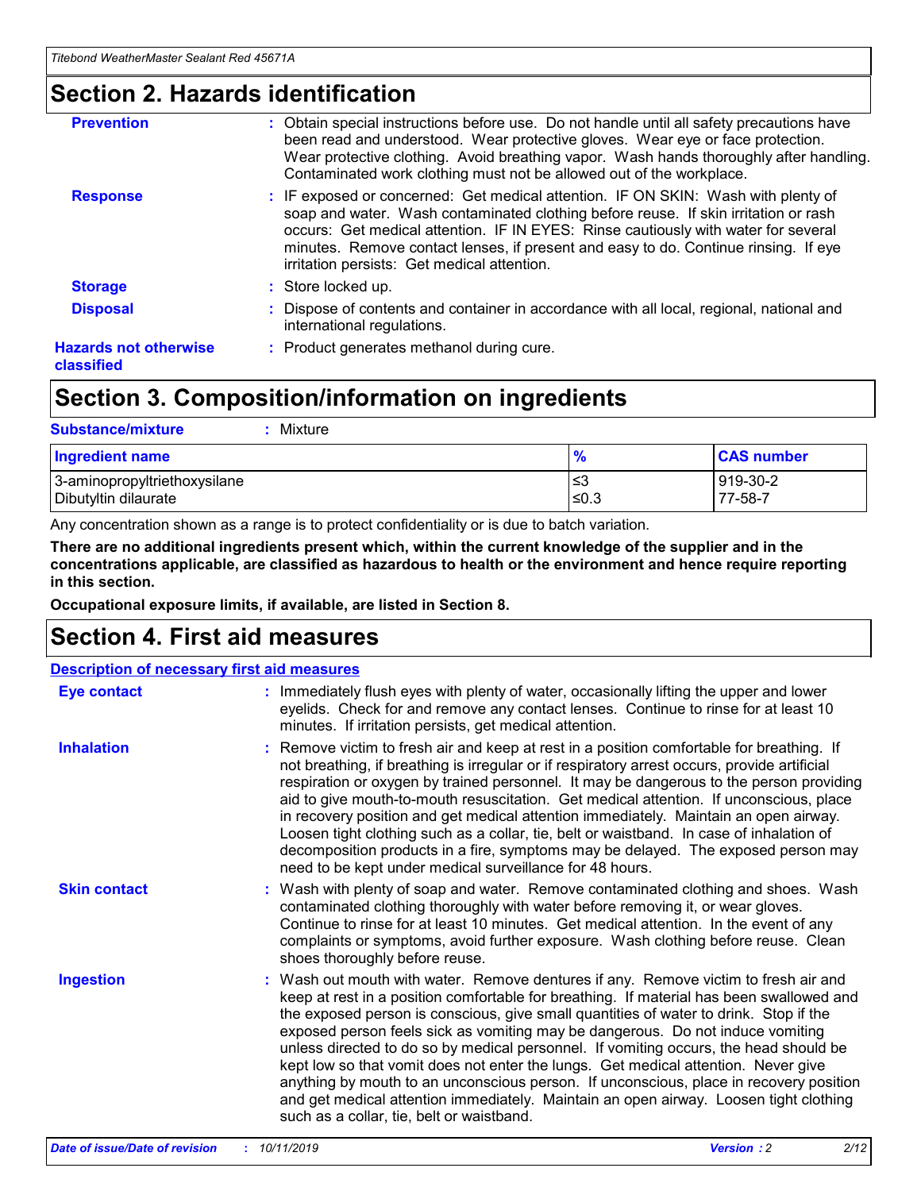# Section 2. Hazards identification

| | |
|---|---|
| **Prevention** | : Obtain special instructions before use. Do not handle until all safety precautions have been read and understood. Wear protective gloves. Wear eye or face protection. Wear protective clothing. Avoid breathing vapor. Wash hands thoroughly after handling. Contaminated work clothing must not be allowed out of the workplace. |
| **Response** | : IF exposed or concerned: Get medical attention. IF ON SKIN: Wash with plenty of soap and water. Wash contaminated clothing before reuse. If skin irritation or rash occurs: Get medical attention. IF IN EYES: Rinse cautiously with water for several minutes. Remove contact lenses, if present and easy to do. Continue rinsing. If eye irritation persists: Get medical attention. |
| **Storage** | : Store locked up. |
| **Disposal** | : Dispose of contents and container in accordance with all local, regional, national and international regulations. |
| **Hazards not otherwise classified** | : Product generates methanol during cure. |

# Section 3. Composition/information on ingredients

**Substance/mixture** : Mixture

| Ingredient name | % | CAS number |
|---|---|---|
| 3-aminopropyltriethoxysilane | ≤3 | 919-30-2 |
| Dibutyltin dilaurate | ≤0.3 | 77-58-7 |

Any concentration shown as a range is to protect confidentiality or is due to batch variation.

**There are no additional ingredients present which, within the current knowledge of the supplier and in the concentrations applicable, are classified as hazardous to health or the environment and hence require reporting in this section.**

**Occupational exposure limits, if available, are listed in Section 8.**

# Section 4. First aid measures

**Description of necessary first aid measures**

| | |
|---|---|
| **Eye contact** | : Immediately flush eyes with plenty of water, occasionally lifting the upper and lower eyelids. Check for and remove any contact lenses. Continue to rinse for at least 10 minutes. If irritation persists, get medical attention. |
| **Inhalation** | : Remove victim to fresh air and keep at rest in a position comfortable for breathing. If not breathing, if breathing is irregular or if respiratory arrest occurs, provide artificial respiration or oxygen by trained personnel. It may be dangerous to the person providing aid to give mouth-to-mouth resuscitation. Get medical attention. If unconscious, place in recovery position and get medical attention immediately. Maintain an open airway. Loosen tight clothing such as a collar, tie, belt or waistband. In case of inhalation of decomposition products in a fire, symptoms may be delayed. The exposed person may need to be kept under medical surveillance for 48 hours. |
| **Skin contact** | : Wash with plenty of soap and water. Remove contaminated clothing and shoes. Wash contaminated clothing thoroughly with water before removing it, or wear gloves. Continue to rinse for at least 10 minutes. Get medical attention. In the event of any complaints or symptoms, avoid further exposure. Wash clothing before reuse. Clean shoes thoroughly before reuse. |
| **Ingestion** | : Wash out mouth with water. Remove dentures if any. Remove victim to fresh air and keep at rest in a position comfortable for breathing. If material has been swallowed and the exposed person is conscious, give small quantities of water to drink. Stop if the exposed person feels sick as vomiting may be dangerous. Do not induce vomiting unless directed to do so by medical personnel. If vomiting occurs, the head should be kept low so that vomit does not enter the lungs. Get medical attention. Never give anything by mouth to an unconscious person. If unconscious, place in recovery position and get medical attention immediately. Maintain an open airway. Loosen tight clothing such as a collar, tie, belt or waistband. |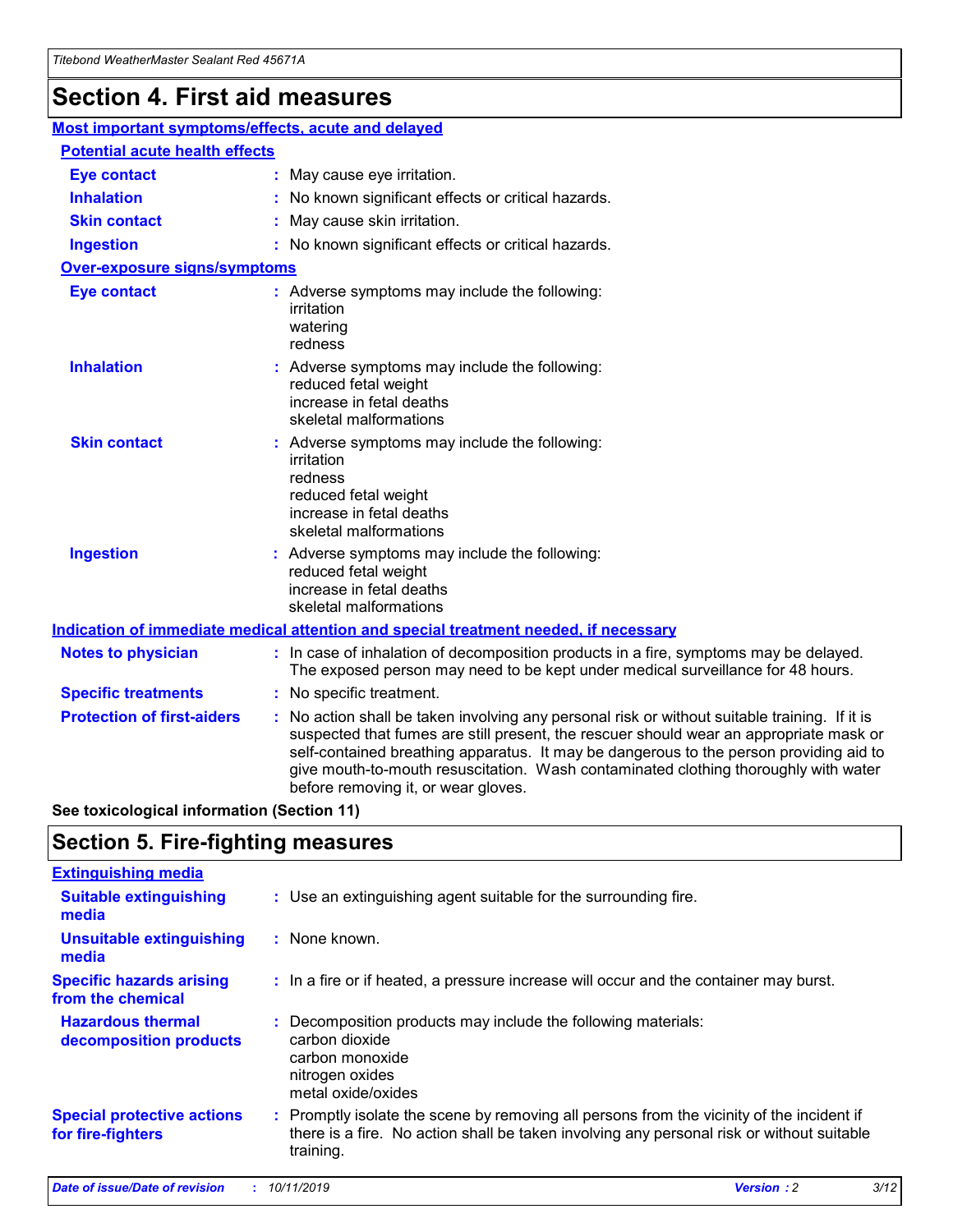# Section 4. First aid measures

## Most important symptoms/effects, acute and delayed

### Potential acute health effects

**Eye contact** : May cause eye irritation.

**Inhalation** : No known significant effects or critical hazards.

**Skin contact** : May cause skin irritation.

**Ingestion** : No known significant effects or critical hazards.

### Over-exposure signs/symptoms

**Eye contact** : Adverse symptoms may include the following:
irritation
watering
redness

**Inhalation** : Adverse symptoms may include the following:
reduced fetal weight
increase in fetal deaths
skeletal malformations

**Skin contact** : Adverse symptoms may include the following:
irritation
redness
reduced fetal weight
increase in fetal deaths
skeletal malformations

**Ingestion** : Adverse symptoms may include the following:
reduced fetal weight
increase in fetal deaths
skeletal malformations

## Indication of immediate medical attention and special treatment needed, if necessary

**Notes to physician** : In case of inhalation of decomposition products in a fire, symptoms may be delayed. The exposed person may need to be kept under medical surveillance for 48 hours.

**Specific treatments** : No specific treatment.

**Protection of first-aiders** : No action shall be taken involving any personal risk or without suitable training. If it is suspected that fumes are still present, the rescuer should wear an appropriate mask or self-contained breathing apparatus. It may be dangerous to the person providing aid to give mouth-to-mouth resuscitation. Wash contaminated clothing thoroughly with water before removing it, or wear gloves.

**See toxicological information (Section 11)**

# Section 5. Fire-fighting measures

## Extinguishing media

**Suitable extinguishing media** : Use an extinguishing agent suitable for the surrounding fire.

**Unsuitable extinguishing media** : None known.

**Specific hazards arising from the chemical** : In a fire or if heated, a pressure increase will occur and the container may burst.

**Hazardous thermal decomposition products** : Decomposition products may include the following materials:
carbon dioxide
carbon monoxide
nitrogen oxides
metal oxide/oxides

**Special protective actions for fire-fighters** : Promptly isolate the scene by removing all persons from the vicinity of the incident if there is a fire. No action shall be taken involving any personal risk or without suitable training.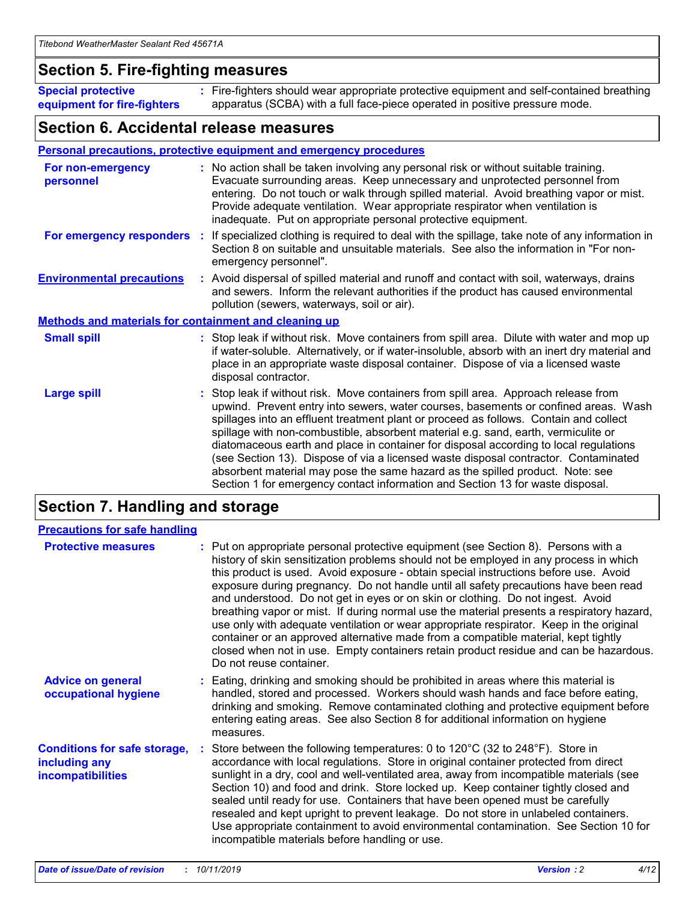## Section 5. Fire-fighting measures

**Special protective equipment for fire-fighters** : Fire-fighters should wear appropriate protective equipment and self-contained breathing apparatus (SCBA) with a full face-piece operated in positive pressure mode.

## Section 6. Accidental release measures

### Personal precautions, protective equipment and emergency procedures

**For non-emergency personnel** : No action shall be taken involving any personal risk or without suitable training. Evacuate surrounding areas. Keep unnecessary and unprotected personnel from entering. Do not touch or walk through spilled material. Avoid breathing vapor or mist. Provide adequate ventilation. Wear appropriate respirator when ventilation is inadequate. Put on appropriate personal protective equipment.

**For emergency responders** : If specialized clothing is required to deal with the spillage, take note of any information in Section 8 on suitable and unsuitable materials. See also the information in "For non-emergency personnel".

**Environmental precautions** : Avoid dispersal of spilled material and runoff and contact with soil, waterways, drains and sewers. Inform the relevant authorities if the product has caused environmental pollution (sewers, waterways, soil or air).

### Methods and materials for containment and cleaning up

**Small spill** : Stop leak if without risk. Move containers from spill area. Dilute with water and mop up if water-soluble. Alternatively, or if water-insoluble, absorb with an inert dry material and place in an appropriate waste disposal container. Dispose of via a licensed waste disposal contractor.

**Large spill** : Stop leak if without risk. Move containers from spill area. Approach release from upwind. Prevent entry into sewers, water courses, basements or confined areas. Wash spillages into an effluent treatment plant or proceed as follows. Contain and collect spillage with non-combustible, absorbent material e.g. sand, earth, vermiculite or diatomaceous earth and place in container for disposal according to local regulations (see Section 13). Dispose of via a licensed waste disposal contractor. Contaminated absorbent material may pose the same hazard as the spilled product. Note: see Section 1 for emergency contact information and Section 13 for waste disposal.

## Section 7. Handling and storage

### Precautions for safe handling

**Protective measures** : Put on appropriate personal protective equipment (see Section 8). Persons with a history of skin sensitization problems should not be employed in any process in which this product is used. Avoid exposure - obtain special instructions before use. Avoid exposure during pregnancy. Do not handle until all safety precautions have been read and understood. Do not get in eyes or on skin or clothing. Do not ingest. Avoid breathing vapor or mist. If during normal use the material presents a respiratory hazard, use only with adequate ventilation or wear appropriate respirator. Keep in the original container or an approved alternative made from a compatible material, kept tightly closed when not in use. Empty containers retain product residue and can be hazardous. Do not reuse container.

**Advice on general occupational hygiene** : Eating, drinking and smoking should be prohibited in areas where this material is handled, stored and processed. Workers should wash hands and face before eating, drinking and smoking. Remove contaminated clothing and protective equipment before entering eating areas. See also Section 8 for additional information on hygiene measures.

**Conditions for safe storage, including any incompatibilities** : Store between the following temperatures: 0 to 120°C (32 to 248°F). Store in accordance with local regulations. Store in original container protected from direct sunlight in a dry, cool and well-ventilated area, away from incompatible materials (see Section 10) and food and drink. Store locked up. Keep container tightly closed and sealed until ready for use. Containers that have been opened must be carefully resealed and kept upright to prevent leakage. Do not store in unlabeled containers. Use appropriate containment to avoid environmental contamination. See Section 10 for incompatible materials before handling or use.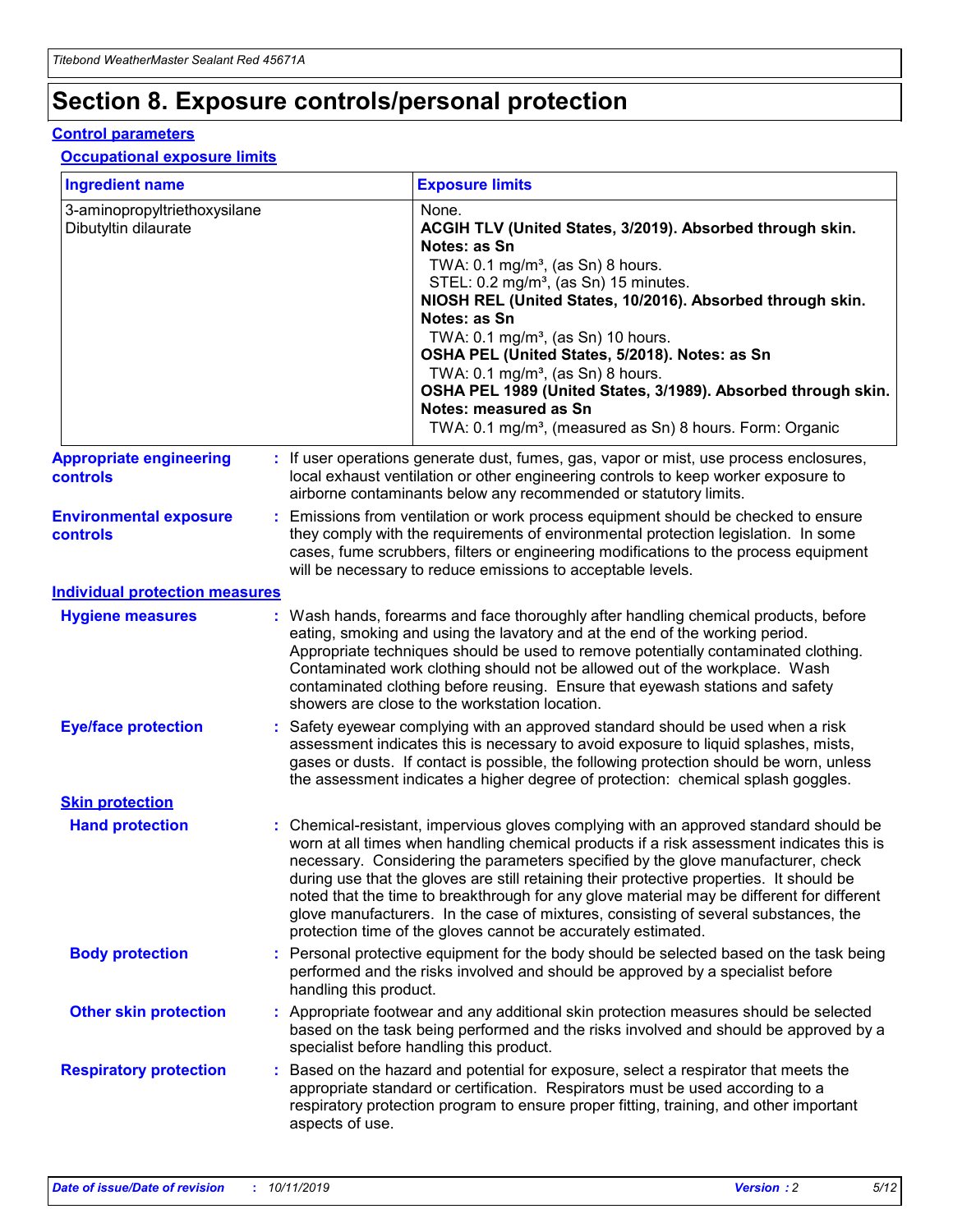# Section 8. Exposure controls/personal protection

## Control parameters

### Occupational exposure limits

| Ingredient name | Exposure limits |
|---|---|
| 3-aminopropyltriethoxysilane<br>Dibutyltin dilaurate | None.<br>**ACGIH TLV (United States, 3/2019). Absorbed through skin. Notes: as Sn**<br>TWA: 0.1 mg/m³, (as Sn) 8 hours.<br>STEL: 0.2 mg/m³, (as Sn) 15 minutes.<br>**NIOSH REL (United States, 10/2016). Absorbed through skin. Notes: as Sn**<br>TWA: 0.1 mg/m³, (as Sn) 10 hours.<br>**OSHA PEL (United States, 5/2018). Notes: as Sn**<br>TWA: 0.1 mg/m³, (as Sn) 8 hours.<br>**OSHA PEL 1989 (United States, 3/1989). Absorbed through skin. Notes: measured as Sn**<br>TWA: 0.1 mg/m³, (measured as Sn) 8 hours. Form: Organic |

**Appropriate engineering controls** : If user operations generate dust, fumes, gas, vapor or mist, use process enclosures, local exhaust ventilation or other engineering controls to keep worker exposure to airborne contaminants below any recommended or statutory limits.

**Environmental exposure controls** : Emissions from ventilation or work process equipment should be checked to ensure they comply with the requirements of environmental protection legislation. In some cases, fume scrubbers, filters or engineering modifications to the process equipment will be necessary to reduce emissions to acceptable levels.

## Individual protection measures

**Hygiene measures** : Wash hands, forearms and face thoroughly after handling chemical products, before eating, smoking and using the lavatory and at the end of the working period. Appropriate techniques should be used to remove potentially contaminated clothing. Contaminated work clothing should not be allowed out of the workplace. Wash contaminated clothing before reusing. Ensure that eyewash stations and safety showers are close to the workstation location.

**Eye/face protection** : Safety eyewear complying with an approved standard should be used when a risk assessment indicates this is necessary to avoid exposure to liquid splashes, mists, gases or dusts. If contact is possible, the following protection should be worn, unless the assessment indicates a higher degree of protection: chemical splash goggles.

### Skin protection

**Hand protection** : Chemical-resistant, impervious gloves complying with an approved standard should be worn at all times when handling chemical products if a risk assessment indicates this is necessary. Considering the parameters specified by the glove manufacturer, check during use that the gloves are still retaining their protective properties. It should be noted that the time to breakthrough for any glove material may be different for different glove manufacturers. In the case of mixtures, consisting of several substances, the protection time of the gloves cannot be accurately estimated.

**Body protection** : Personal protective equipment for the body should be selected based on the task being performed and the risks involved and should be approved by a specialist before handling this product.

**Other skin protection** : Appropriate footwear and any additional skin protection measures should be selected based on the task being performed and the risks involved and should be approved by a specialist before handling this product.

**Respiratory protection** : Based on the hazard and potential for exposure, select a respirator that meets the appropriate standard or certification. Respirators must be used according to a respiratory protection program to ensure proper fitting, training, and other important aspects of use.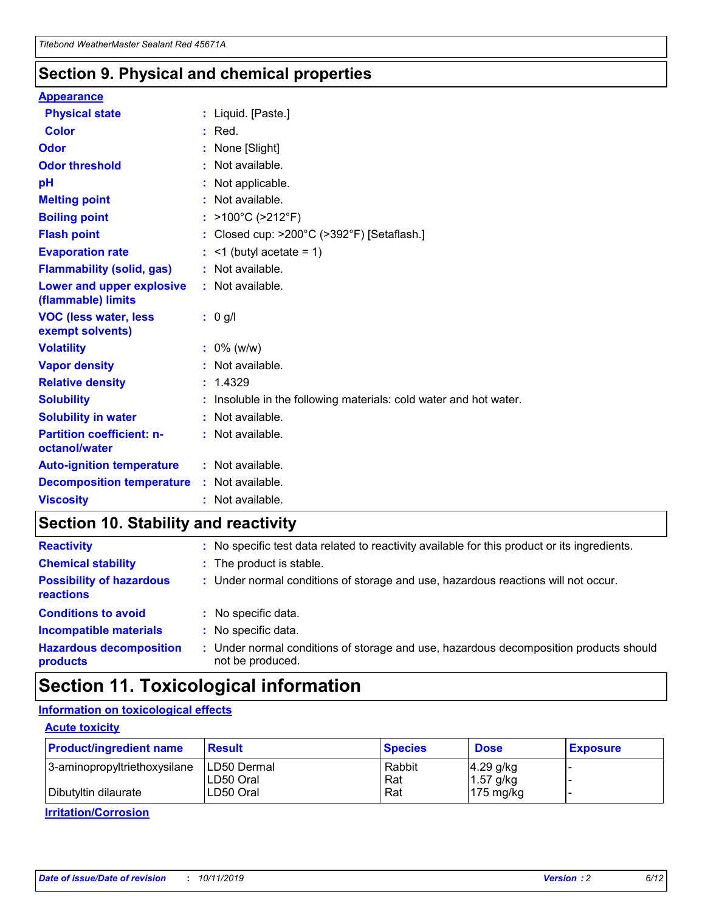## Section 9. Physical and chemical properties

**Appearance**

| | |
|---|---|
| **Physical state** | : Liquid. [Paste.] |
| **Color** | : Red. |
| **Odor** | : None [Slight] |
| **Odor threshold** | : Not available. |
| **pH** | : Not applicable. |
| **Melting point** | : Not available. |
| **Boiling point** | : >100°C (>212°F) |
| **Flash point** | : Closed cup: >200°C (>392°F) [Setaflash.] |
| **Evaporation rate** | : <1 (butyl acetate = 1) |
| **Flammability (solid, gas)** | : Not available. |
| **Lower and upper explosive (flammable) limits** | : Not available. |
| **VOC (less water, less exempt solvents)** | : 0 g/l |
| **Volatility** | : 0% (w/w) |
| **Vapor density** | : Not available. |
| **Relative density** | : 1.4329 |
| **Solubility** | : Insoluble in the following materials: cold water and hot water. |
| **Solubility in water** | : Not available. |
| **Partition coefficient: n-octanol/water** | : Not available. |
| **Auto-ignition temperature** | : Not available. |
| **Decomposition temperature** | : Not available. |
| **Viscosity** | : Not available. |

## Section 10. Stability and reactivity

| | |
|---|---|
| **Reactivity** | : No specific test data related to reactivity available for this product or its ingredients. |
| **Chemical stability** | : The product is stable. |
| **Possibility of hazardous reactions** | : Under normal conditions of storage and use, hazardous reactions will not occur. |
| **Conditions to avoid** | : No specific data. |
| **Incompatible materials** | : No specific data. |
| **Hazardous decomposition products** | : Under normal conditions of storage and use, hazardous decomposition products should not be produced. |

## Section 11. Toxicological information

**Information on toxicological effects**

**Acute toxicity**

| Product/ingredient name | Result | Species | Dose | Exposure |
|---|---|---|---|---|
| 3-aminopropyltriethoxysilane | LD50 Dermal | Rabbit | 4.29 g/kg | - |
| | LD50 Oral | Rat | 1.57 g/kg | - |
| Dibutyltin dilaurate | LD50 Oral | Rat | 175 mg/kg | - |

**Irritation/Corrosion**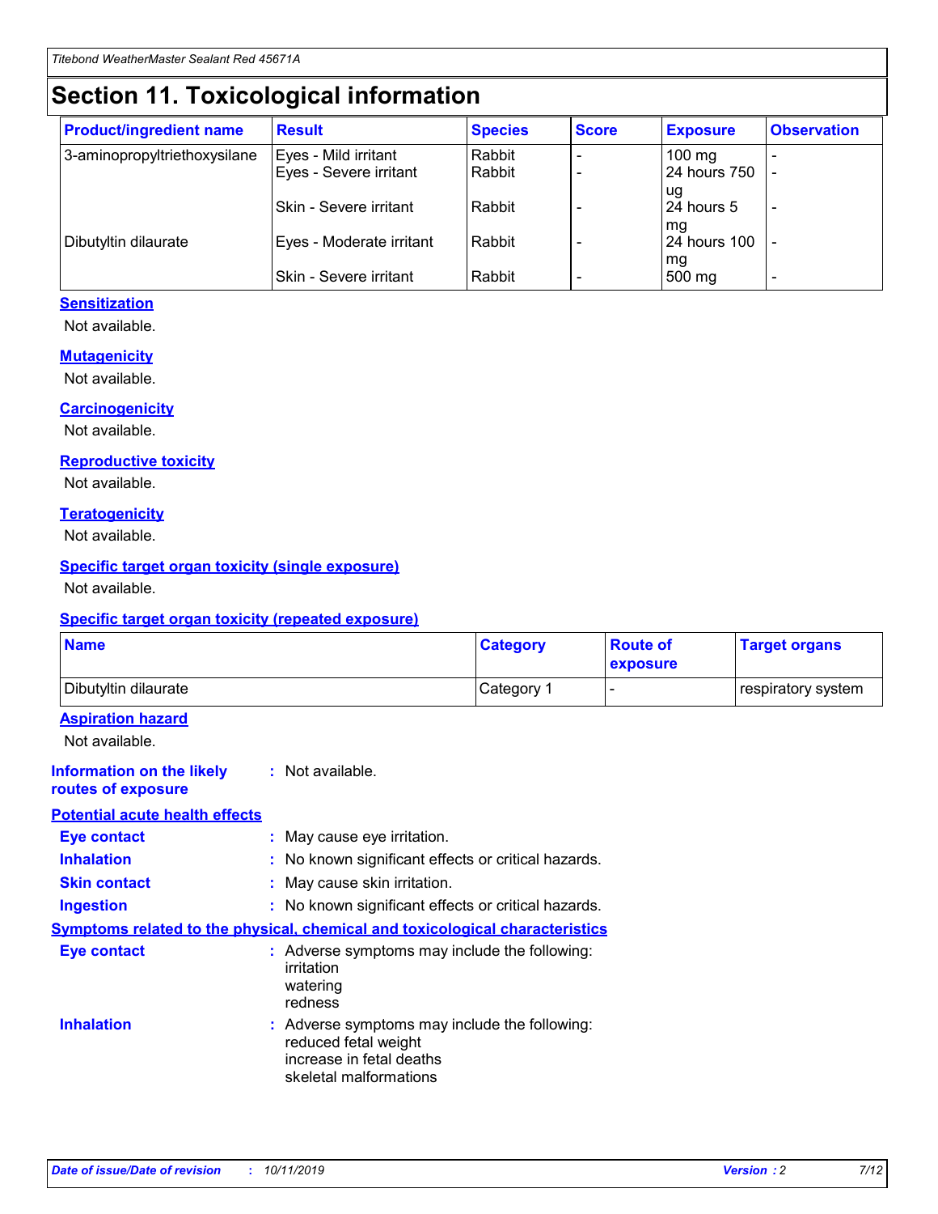# Section 11. Toxicological information

| Product/ingredient name | Result | Species | Score | Exposure | Observation |
|---|---|---|---|---|---|
| 3-aminopropyltriethoxysilane | Eyes - Mild irritant | Rabbit | - | 100 mg | - |
| | Eyes - Severe irritant | Rabbit | - | 24 hours 750 ug | - |
| | Skin - Severe irritant | Rabbit | - | 24 hours 5 mg | - |
| Dibutyltin dilaurate | Eyes - Moderate irritant | Rabbit | - | 24 hours 100 mg | - |
| | Skin - Severe irritant | Rabbit | - | 500 mg | - |

**Sensitization**

Not available.

**Mutagenicity**

Not available.

**Carcinogenicity**

Not available.

**Reproductive toxicity**

Not available.

**Teratogenicity**

Not available.

**Specific target organ toxicity (single exposure)**

Not available.

**Specific target organ toxicity (repeated exposure)**

| Name | Category | Route of exposure | Target organs |
|---|---|---|---|
| Dibutyltin dilaurate | Category 1 | - | respiratory system |

**Aspiration hazard**

Not available.

**Information on the likely routes of exposure** : Not available.

**Potential acute health effects**

**Eye contact** : May cause eye irritation.

**Inhalation** : No known significant effects or critical hazards.

**Skin contact** : May cause skin irritation.

**Ingestion** : No known significant effects or critical hazards.

**Symptoms related to the physical, chemical and toxicological characteristics**

**Eye contact** : Adverse symptoms may include the following:
irritation
watering
redness

**Inhalation** : Adverse symptoms may include the following:
reduced fetal weight
increase in fetal deaths
skeletal malformations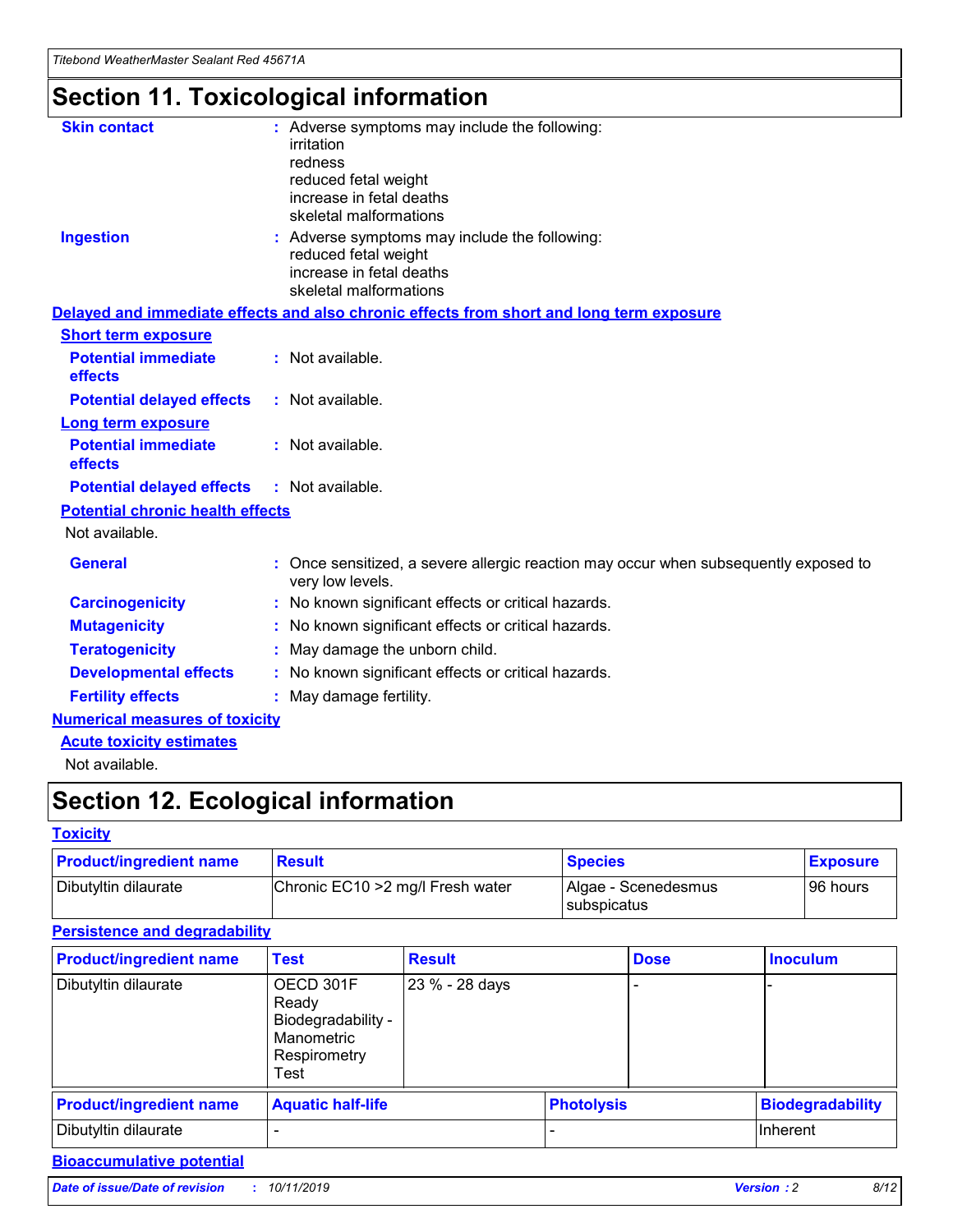# Section 11. Toxicological information

**Skin contact** : Adverse symptoms may include the following:
irritation
redness
reduced fetal weight
increase in fetal deaths
skeletal malformations

**Ingestion** : Adverse symptoms may include the following:
reduced fetal weight
increase in fetal deaths
skeletal malformations

**Delayed and immediate effects and also chronic effects from short and long term exposure**

**Short term exposure**

**Potential immediate effects** : Not available.

**Potential delayed effects** : Not available.

**Long term exposure**

**Potential immediate effects** : Not available.

**Potential delayed effects** : Not available.

**Potential chronic health effects**

Not available.

**General** : Once sensitized, a severe allergic reaction may occur when subsequently exposed to very low levels.

**Carcinogenicity** : No known significant effects or critical hazards.

**Mutagenicity** : No known significant effects or critical hazards.

**Teratogenicity** : May damage the unborn child.

**Developmental effects** : No known significant effects or critical hazards.

**Fertility effects** : May damage fertility.

**Numerical measures of toxicity**

**Acute toxicity estimates**

Not available.

# Section 12. Ecological information

**Toxicity**

| Product/ingredient name | Result | Species | Exposure |
|---|---|---|---|
| Dibutyltin dilaurate | Chronic EC10 >2 mg/l Fresh water | Algae - Scenedesmus subspicatus | 96 hours |

**Persistence and degradability**

| Product/ingredient name | Test | Result | Dose | Inoculum |
|---|---|---|---|---|
| Dibutyltin dilaurate | OECD 301F Ready Biodegradability - Manometric Respirometry Test | 23 % - 28 days | - | - |

| Product/ingredient name | Aquatic half-life | Photolysis | Biodegradability |
|---|---|---|---|
| Dibutyltin dilaurate | - | - | Inherent |

**Bioaccumulative potential**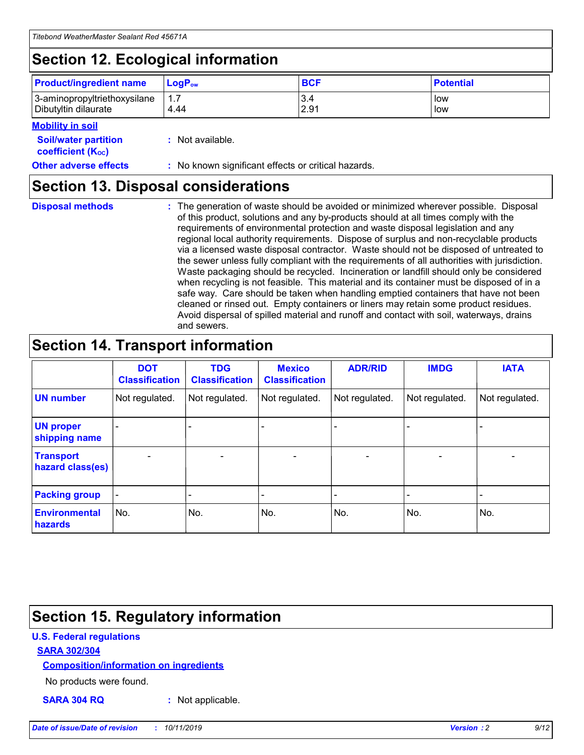## Section 12. Ecological information

| Product/ingredient name | $LogP_{ow}$ | BCF | Potential |
|---|---|---|---|
| 3-aminopropyltriethoxysilane | 1.7 | 3.4 | low |
| Dibutyltin dilaurate | 4.44 | 2.91 | low |

**Mobility in soil**

**Soil/water partition coefficient ($K_{OC}$)** : Not available.

**Other adverse effects** : No known significant effects or critical hazards.

## Section 13. Disposal considerations

**Disposal methods** : The generation of waste should be avoided or minimized wherever possible. Disposal of this product, solutions and any by-products should at all times comply with the requirements of environmental protection and waste disposal legislation and any regional local authority requirements. Dispose of surplus and non-recyclable products via a licensed waste disposal contractor. Waste should not be disposed of untreated to the sewer unless fully compliant with the requirements of all authorities with jurisdiction. Waste packaging should be recycled. Incineration or landfill should only be considered when recycling is not feasible. This material and its container must be disposed of in a safe way. Care should be taken when handling emptied containers that have not been cleaned or rinsed out. Empty containers or liners may retain some product residues. Avoid dispersal of spilled material and runoff and contact with soil, waterways, drains and sewers.

## Section 14. Transport information

| | DOT Classification | TDG Classification | Mexico Classification | ADR/RID | IMDG | IATA |
|---|---|---|---|---|---|---|
| UN number | Not regulated. | Not regulated. | Not regulated. | Not regulated. | Not regulated. | Not regulated. |
| UN proper shipping name | - | - | - | - | - | - |
| Transport hazard class(es) | - | - | - | - | - | - |
| Packing group | - | - | - | - | - | - |
| Environmental hazards | No. | No. | No. | No. | No. | No. |

## Section 15. Regulatory information

**U.S. Federal regulations**

**SARA 302/304**

**Composition/information on ingredients**

No products were found.

**SARA 304 RQ** : Not applicable.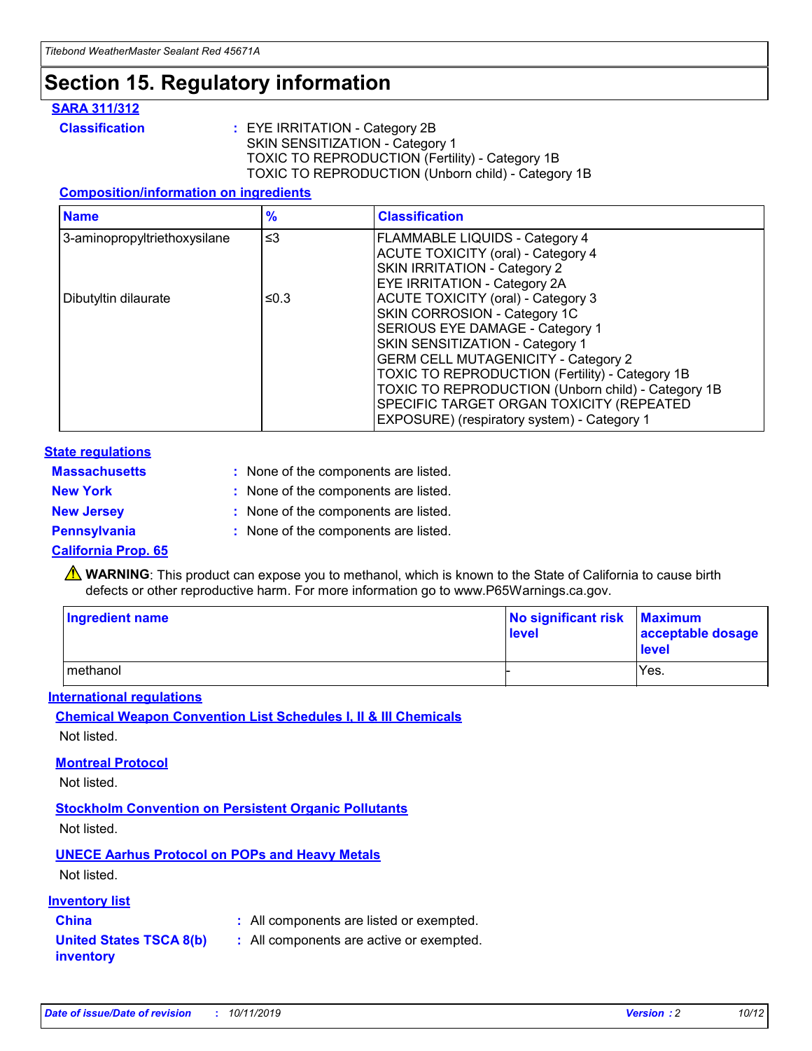# Section 15. Regulatory information

### SARA 311/312

**Classification** : EYE IRRITATION - Category 2B
SKIN SENSITIZATION - Category 1
TOXIC TO REPRODUCTION (Fertility) - Category 1B
TOXIC TO REPRODUCTION (Unborn child) - Category 1B

#### Composition/information on ingredients

| Name | % | Classification |
|---|---|---|
| 3-aminopropyltriethoxysilane | ≤3 | FLAMMABLE LIQUIDS - Category 4<br>ACUTE TOXICITY (oral) - Category 4<br>SKIN IRRITATION - Category 2<br>EYE IRRITATION - Category 2A |
| Dibutyltin dilaurate | ≤0.3 | ACUTE TOXICITY (oral) - Category 3<br>SKIN CORROSION - Category 1C<br>SERIOUS EYE DAMAGE - Category 1<br>SKIN SENSITIZATION - Category 1<br>GERM CELL MUTAGENICITY - Category 2<br>TOXIC TO REPRODUCTION (Fertility) - Category 1B<br>TOXIC TO REPRODUCTION (Unborn child) - Category 1B<br>SPECIFIC TARGET ORGAN TOXICITY (REPEATED EXPOSURE) (respiratory system) - Category 1 |

### State regulations

**Massachusetts** : None of the components are listed.

**New York** : None of the components are listed.

**New Jersey** : None of the components are listed.

**Pennsylvania** : None of the components are listed.

### California Prop. 65

⚠ **WARNING**: This product can expose you to methanol, which is known to the State of California to cause birth defects or other reproductive harm. For more information go to www.P65Warnings.ca.gov.

| Ingredient name | No significant risk level | Maximum acceptable dosage level |
|---|---|---|
| methanol | - | Yes. |

### International regulations

#### Chemical Weapon Convention List Schedules I, II & III Chemicals

Not listed.

#### Montreal Protocol

Not listed.

#### Stockholm Convention on Persistent Organic Pollutants

Not listed.

#### UNECE Aarhus Protocol on POPs and Heavy Metals

Not listed.

### Inventory list

**China** : All components are listed or exempted.

**United States TSCA 8(b) inventory** : All components are active or exempted.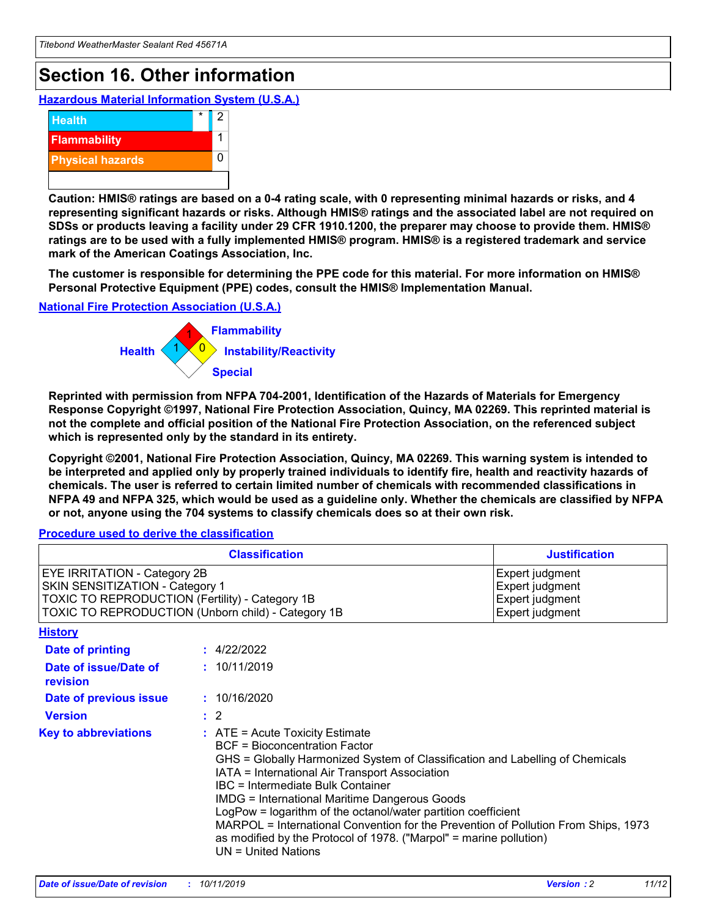# Section 16. Other information

## Hazardous Material Information System (U.S.A.)

| | | |
|---|---|---|
| Health | * | 2 |
| Flammability | | 1 |
| Physical hazards | | 0 |

**Caution: HMIS® ratings are based on a 0-4 rating scale, with 0 representing minimal hazards or risks, and 4 representing significant hazards or risks. Although HMIS® ratings and the associated label are not required on SDSs or products leaving a facility under 29 CFR 1910.1200, the preparer may choose to provide them. HMIS® ratings are to be used with a fully implemented HMIS® program. HMIS® is a registered trademark and service mark of the American Coatings Association, Inc.**

**The customer is responsible for determining the PPE code for this material. For more information on HMIS® Personal Protective Equipment (PPE) codes, consult the HMIS® Implementation Manual.**

## National Fire Protection Association (U.S.A.)

Health: 1
Flammability: 1
Instability/Reactivity: 0
Special:

**Reprinted with permission from NFPA 704-2001, Identification of the Hazards of Materials for Emergency Response Copyright ©1997, National Fire Protection Association, Quincy, MA 02269. This reprinted material is not the complete and official position of the National Fire Protection Association, on the referenced subject which is represented only by the standard in its entirety.**

**Copyright ©2001, National Fire Protection Association, Quincy, MA 02269. This warning system is intended to be interpreted and applied only by properly trained individuals to identify fire, health and reactivity hazards of chemicals. The user is referred to certain limited number of chemicals with recommended classifications in NFPA 49 and NFPA 325, which would be used as a guideline only. Whether the chemicals are classified by NFPA or not, anyone using the 704 systems to classify chemicals does so at their own risk.**

## Procedure used to derive the classification

| Classification | Justification |
|---|---|
| EYE IRRITATION - Category 2B | Expert judgment |
| SKIN SENSITIZATION - Category 1 | Expert judgment |
| TOXIC TO REPRODUCTION (Fertility) - Category 1B | Expert judgment |
| TOXIC TO REPRODUCTION (Unborn child) - Category 1B | Expert judgment |

## History

**Date of printing** : 4/22/2022

**Date of issue/Date of revision** : 10/11/2019

**Date of previous issue** : 10/16/2020

**Version** : 2

**Key to abbreviations** : ATE = Acute Toxicity Estimate
BCF = Bioconcentration Factor
GHS = Globally Harmonized System of Classification and Labelling of Chemicals
IATA = International Air Transport Association
IBC = Intermediate Bulk Container
IMDG = International Maritime Dangerous Goods
LogPow = logarithm of the octanol/water partition coefficient
MARPOL = International Convention for the Prevention of Pollution From Ships, 1973 as modified by the Protocol of 1978. ("Marpol" = marine pollution)
UN = United Nations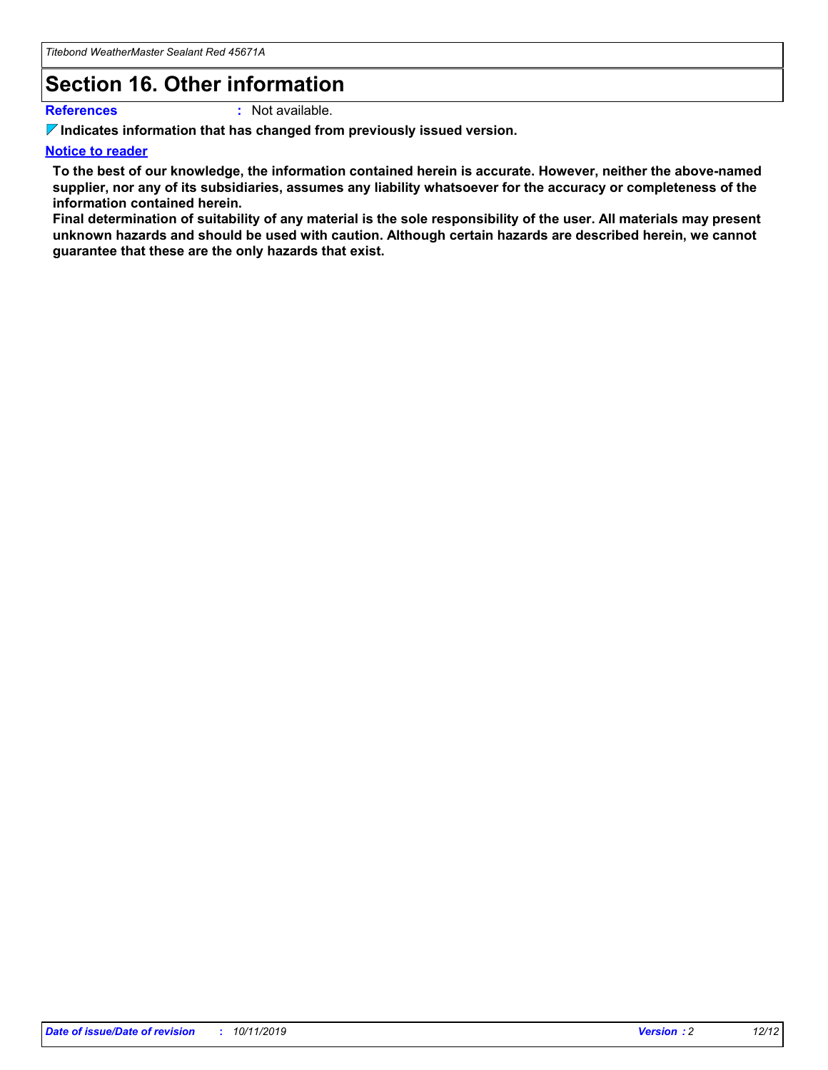# Section 16. Other information

**References** : Not available.

**Indicates information that has changed from previously issued version.**

**Notice to reader**

**To the best of our knowledge, the information contained herein is accurate. However, neither the above-named supplier, nor any of its subsidiaries, assumes any liability whatsoever for the accuracy or completeness of the information contained herein.**

**Final determination of suitability of any material is the sole responsibility of the user. All materials may present unknown hazards and should be used with caution. Although certain hazards are described herein, we cannot guarantee that these are the only hazards that exist.**